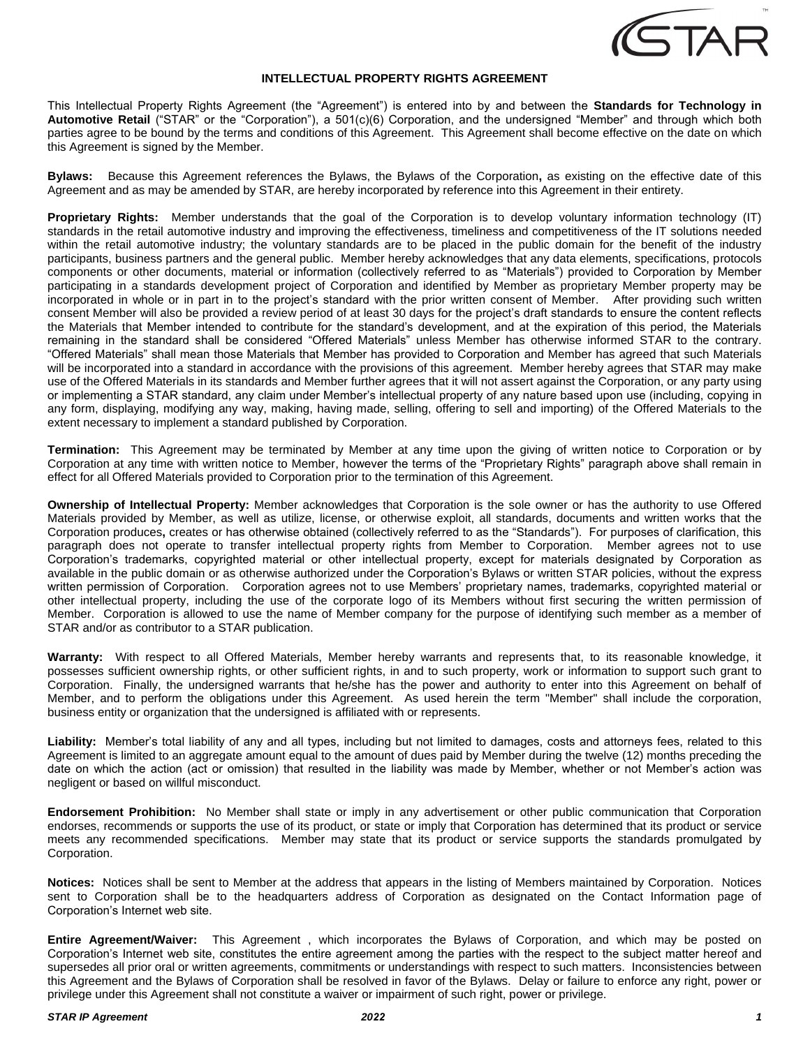# INTELLECTUAL PROPERTY RIGHTS AGREEMENT

This Intellectual Property Rights Agreement (the "Agreement") is entered into by and between the **Standards for Technology in Automotive Retail** ("STAR" or the "Corporation"), a 501(c)(6) Corporation, and the undersigned "Member" and through which both parties agree to be bound by the terms and conditions of this Agreement. This Agreement shall become effective on the date on which this Agreement is signed by the Member.

**Bylaws:** Because this Agreement references the Bylaws, the Bylaws of the Corporation**,** as existing on the effective date of this Agreement and as may be amended by STAR, are hereby incorporated by reference into this Agreement in their entirety.

**Proprietary Rights:** Member understands that the goal of the Corporation is to develop voluntary information technology (IT) standards in the retail automotive industry and improving the effectiveness, timeliness and competitiveness of the IT solutions needed within the retail automotive industry; the voluntary standards are to be placed in the public domain for the benefit of the industry participants, business partners and the general public. Member hereby acknowledges that any data elements, specifications, protocols components or other documents, material or information (collectively referred to as "Materials") provided to Corporation by Member participating in a standards development project of Corporation and identified by Member as proprietary Member property may be incorporated in whole or in part in to the project's standard with the prior written consent of Member. After providing such written consent Member will also be provided a review period of at least 30 days for the project's draft standards to ensure the content reflects the Materials that Member intended to contribute for the standard's development, and at the expiration of this period, the Materials remaining in the standard shall be considered "Offered Materials" unless Member has otherwise informed STAR to the contrary. "Offered Materials" shall mean those Materials that Member has provided to Corporation and Member has agreed that such Materials will be incorporated into a standard in accordance with the provisions of this agreement. Member hereby agrees that STAR may make use of the Offered Materials in its standards and Member further agrees that it will not assert against the Corporation, or any party using or implementing a STAR standard, any claim under Member's intellectual property of any nature based upon use (including, copying in any form, displaying, modifying any way, making, having made, selling, offering to sell and importing) of the Offered Materials to the extent necessary to implement a standard published by Corporation.

**Termination:** This Agreement may be terminated by Member at any time upon the giving of written notice to Corporation or by Corporation at any time with written notice to Member, however the terms of the "Proprietary Rights" paragraph above shall remain in effect for all Offered Materials provided to Corporation prior to the termination of this Agreement.

**Ownership of Intellectual Property:** Member acknowledges that Corporation is the sole owner or has the authority to use Offered Materials provided by Member, as well as utilize, license, or otherwise exploit, all standards, documents and written works that the Corporation produces**,** creates or has otherwise obtained (collectively referred to as the "Standards"). For purposes of clarification, this paragraph does not operate to transfer intellectual property rights from Member to Corporation. Member agrees not to use Corporation's trademarks, copyrighted material or other intellectual property, except for materials designated by Corporation as available in the public domain or as otherwise authorized under the Corporation's Bylaws or written STAR policies, without the express written permission of Corporation. Corporation agrees not to use Members' proprietary names, trademarks, copyrighted material or other intellectual property, including the use of the corporate logo of its Members without first securing the written permission of Member. Corporation is allowed to use the name of Member company for the purpose of identifying such member as a member of STAR and/or as contributor to a STAR publication.

**Warranty:** With respect to all Offered Materials, Member hereby warrants and represents that, to its reasonable knowledge, it possesses sufficient ownership rights, or other sufficient rights, in and to such property, work or information to support such grant to Corporation. Finally, the undersigned warrants that he/she has the power and authority to enter into this Agreement on behalf of Member, and to perform the obligations under this Agreement. As used herein the term "Member" shall include the corporation, business entity or organization that the undersigned is affiliated with or represents.

**Liability:** Member's total liability of any and all types, including but not limited to damages, costs and attorneys fees, related to this Agreement is limited to an aggregate amount equal to the amount of dues paid by Member during the twelve (12) months preceding the date on which the action (act or omission) that resulted in the liability was made by Member, whether or not Member's action was negligent or based on willful misconduct.

**Endorsement Prohibition:** No Member shall state or imply in any advertisement or other public communication that Corporation endorses, recommends or supports the use of its product, or state or imply that Corporation has determined that its product or service meets any recommended specifications. Member may state that its product or service supports the standards promulgated by Corporation.

**Notices:** Notices shall be sent to Member at the address that appears in the listing of Members maintained by Corporation. Notices sent to Corporation shall be to the headquarters address of Corporation as designated on the Contact Information page of Corporation's Internet web site.

**Entire Agreement/Waiver:** This Agreement , which incorporates the Bylaws of Corporation, and which may be posted on Corporation's Internet web site, constitutes the entire agreement among the parties with the respect to the subject matter hereof and supersedes all prior oral or written agreements, commitments or understandings with respect to such matters. Inconsistencies between this Agreement and the Bylaws of Corporation shall be resolved in favor of the Bylaws. Delay or failure to enforce any right, power or privilege under this Agreement shall not constitute a waiver or impairment of such right, power or privilege.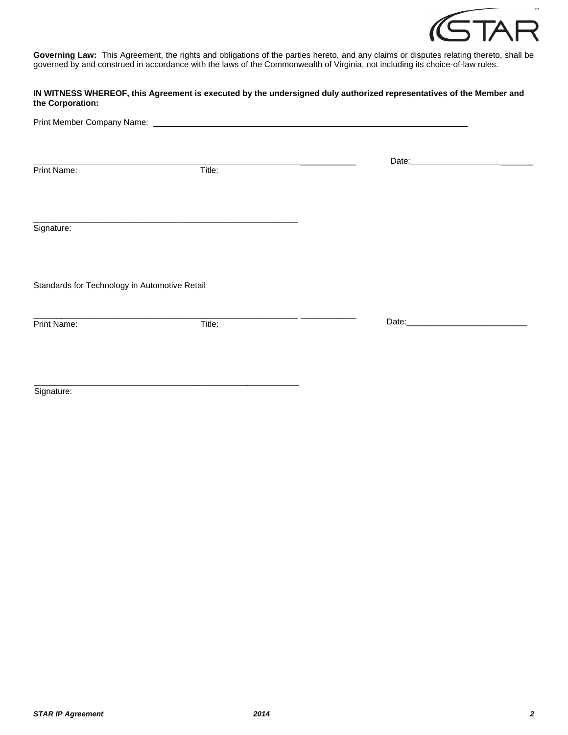**Governing Law:** This Agreement, the rights and obligations of the parties hereto, and any claims or disputes relating thereto, shall be governed by and construed in accordance with the laws of the Commonwealth of Virginia, not including its choice-of-law rules.

**IN WITNESS WHEREOF, this Agreement is executed by the undersigned duly authorized representatives of the Member and the Corporation:**

Print Member Company Name: ___________________________________________________________

_____________________________________________________________ Date:_____________________________

Print Name: Title:

_____________________________________________________________

Signature:

Standards for Technology in Automotive Retail

_____________________________________________________________ Date:__________________________

Print Name: Title:

_____________________________________________________________

Signature: